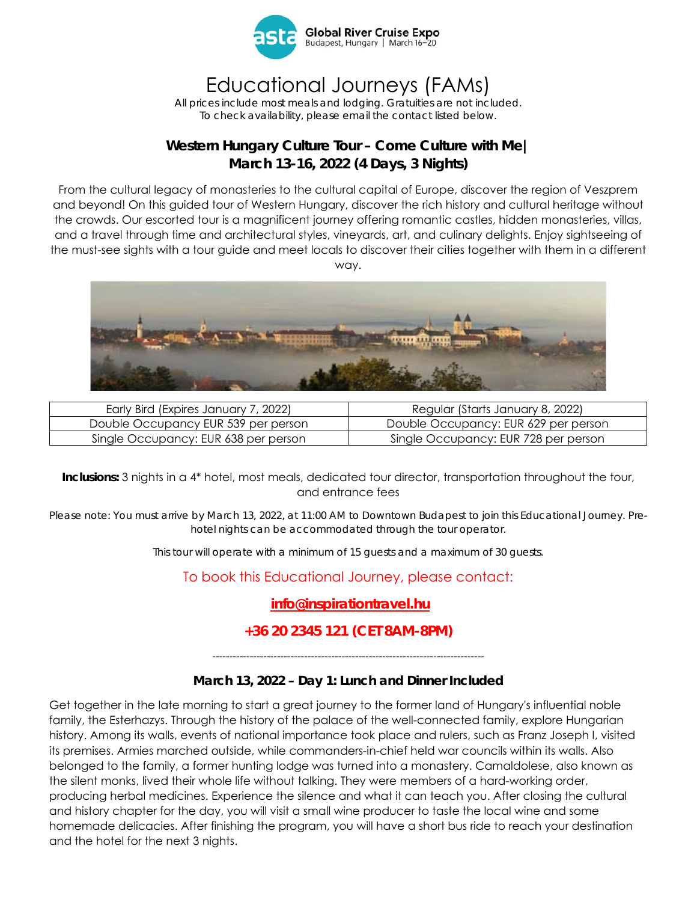Global River Cruise Expo
Budapest, Hungary | March 16–20

# Educational Journeys (FAMs)

All prices include most meals and lodging. Gratuities are not included.
To check availability, please email the contact listed below.

## Western Hungary Culture Tour – Come Culture with Me | March 13-16, 2022 (4 Days, 3 Nights)

From the cultural legacy of monasteries to the cultural capital of Europe, discover the region of Veszprem and beyond! On this guided tour of Western Hungary, discover the rich history and cultural heritage without the crowds. Our escorted tour is a magnificent journey offering romantic castles, hidden monasteries, villas, and a travel through time and architectural styles, vineyards, art, and culinary delights. Enjoy sightseeing of the must-see sights with a tour guide and meet locals to discover their cities together with them in a different way.

| Early Bird (Expires January 7, 2022) | Regular (Starts January 8, 2022) |
| --- | --- |
| Double Occupancy EUR 539 per person | Double Occupancy: EUR 629 per person |
| Single Occupancy: EUR 638 per person | Single Occupancy: EUR 728 per person |

**Inclusions:** 3 nights in a 4* hotel, most meals, dedicated tour director, transportation throughout the tour, and entrance fees

Please note: You must arrive by March 13, 2022, at 11:00 AM to Downtown Budapest to join this Educational Journey. Pre-hotel nights can be accommodated through the tour operator.

This tour will operate with a minimum of 15 guests and a maximum of 30 guests.

To book this Educational Journey, please contact:

**info@inspirationtravel.hu**

**+36 20 2345 121 (CET 8AM-8PM)**

---

### March 13, 2022 – Day 1: Lunch and Dinner Included

Get together in the late morning to start a great journey to the former land of Hungary's influential noble family, the Esterhazys. Through the history of the palace of the well-connected family, explore Hungarian history. Among its walls, events of national importance took place and rulers, such as Franz Joseph I, visited its premises. Armies marched outside, while commanders-in-chief held war councils within its walls. Also belonged to the family, a former hunting lodge was turned into a monastery. Camaldolese, also known as the silent monks, lived their whole life without talking. They were members of a hard-working order, producing herbal medicines. Experience the silence and what it can teach you. After closing the cultural and history chapter for the day, you will visit a small wine producer to taste the local wine and some homemade delicacies. After finishing the program, you will have a short bus ride to reach your destination and the hotel for the next 3 nights.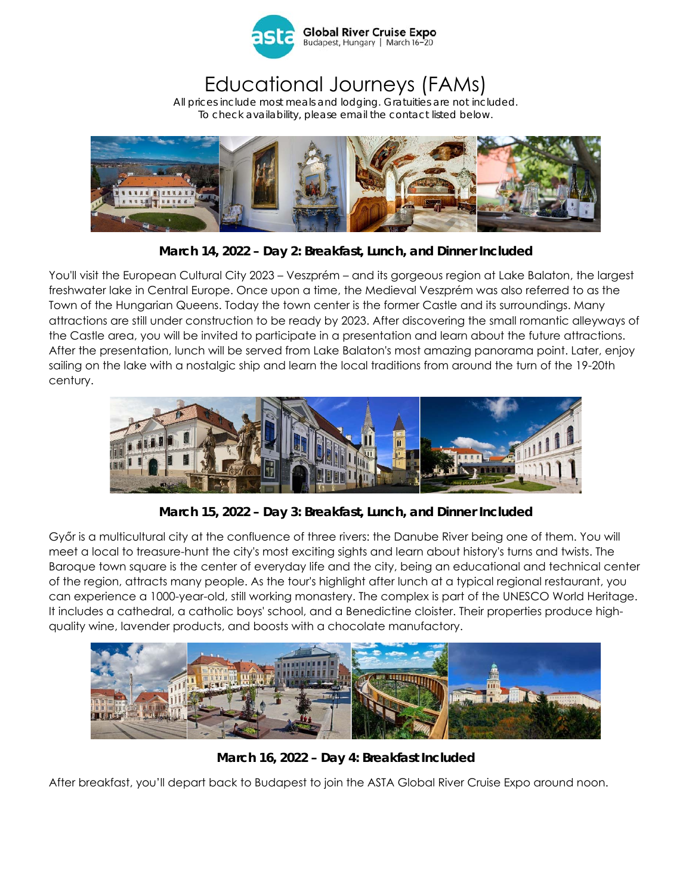Global River Cruise Expo
Budapest, Hungary | March 16–20

# Educational Journeys (FAMs)

All prices include most meals and lodging. Gratuities are not included.
To check availability, please email the contact listed below.

## March 14, 2022 – Day 2: Breakfast, Lunch, and Dinner Included

You'll visit the European Cultural City 2023 – Veszprém – and its gorgeous region at Lake Balaton, the largest freshwater lake in Central Europe. Once upon a time, the Medieval Veszprém was also referred to as the Town of the Hungarian Queens. Today the town center is the former Castle and its surroundings. Many attractions are still under construction to be ready by 2023. After discovering the small romantic alleyways of the Castle area, you will be invited to participate in a presentation and learn about the future attractions. After the presentation, lunch will be served from Lake Balaton's most amazing panorama point. Later, enjoy sailing on the lake with a nostalgic ship and learn the local traditions from around the turn of the 19-20th century.

## March 15, 2022 – Day 3: Breakfast, Lunch, and Dinner Included

Győr is a multicultural city at the confluence of three rivers: the Danube River being one of them. You will meet a local to treasure-hunt the city's most exciting sights and learn about history's turns and twists. The Baroque town square is the center of everyday life and the city, being an educational and technical center of the region, attracts many people. As the tour's highlight after lunch at a typical regional restaurant, you can experience a 1000-year-old, still working monastery. The complex is part of the UNESCO World Heritage. It includes a cathedral, a catholic boys' school, and a Benedictine cloister. Their properties produce high-quality wine, lavender products, and boosts with a chocolate manufactory.

## March 16, 2022 – Day 4: Breakfast Included

After breakfast, you'll depart back to Budapest to join the ASTA Global River Cruise Expo around noon.